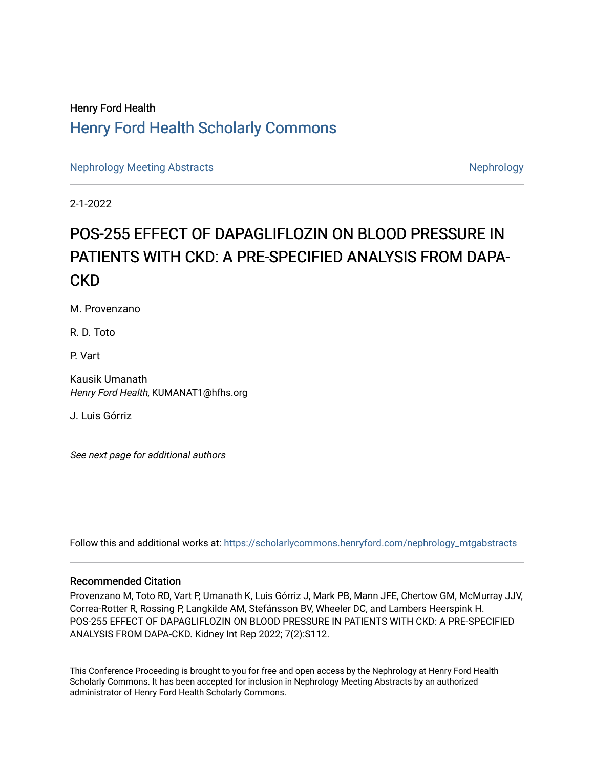Henry Ford Health

# Henry Ford Health Scholarly Commons

Nephrology Meeting Abstracts | Nephrology

2-1-2022

# POS-255 EFFECT OF DAPAGLIFLOZIN ON BLOOD PRESSURE IN PATIENTS WITH CKD: A PRE-SPECIFIED ANALYSIS FROM DAPA-CKD

M. Provenzano

R. D. Toto

P. Vart

Kausik Umanath
*Henry Ford Health*, KUMANAT1@hfhs.org

J. Luis Górriz

*See next page for additional authors*

Follow this and additional works at: https://scholarlycommons.henryford.com/nephrology_mtgabstracts

## Recommended Citation

Provenzano M, Toto RD, Vart P, Umanath K, Luis Górriz J, Mark PB, Mann JFE, Chertow GM, McMurray JJV, Correa-Rotter R, Rossing P, Langkilde AM, Stefánsson BV, Wheeler DC, and Lambers Heerspink H. POS-255 EFFECT OF DAPAGLIFLOZIN ON BLOOD PRESSURE IN PATIENTS WITH CKD: A PRE-SPECIFIED ANALYSIS FROM DAPA-CKD. Kidney Int Rep 2022; 7(2):S112.

This Conference Proceeding is brought to you for free and open access by the Nephrology at Henry Ford Health Scholarly Commons. It has been accepted for inclusion in Nephrology Meeting Abstracts by an authorized administrator of Henry Ford Health Scholarly Commons.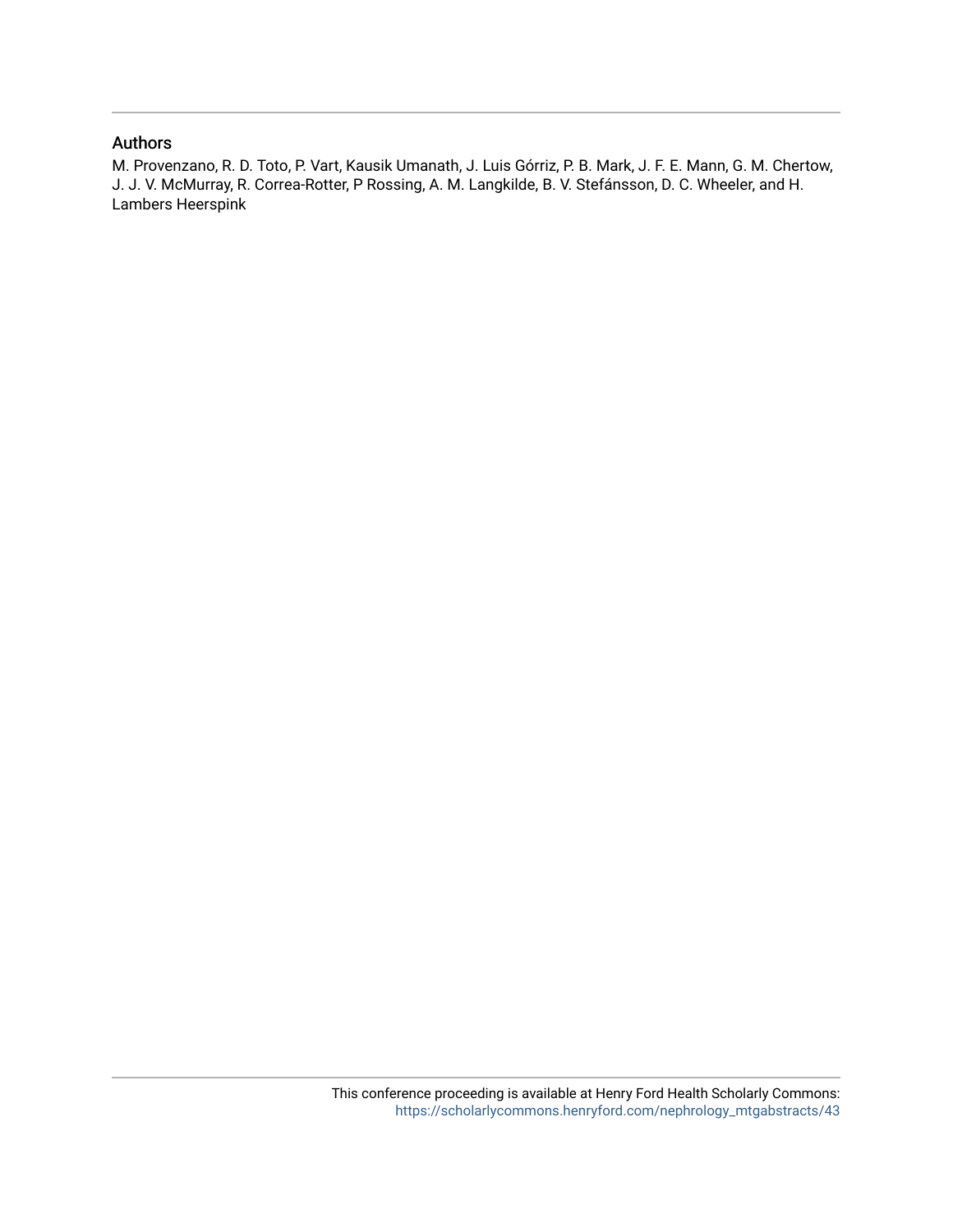## Authors

M. Provenzano, R. D. Toto, P. Vart, Kausik Umanath, J. Luis Górriz, P. B. Mark, J. F. E. Mann, G. M. Chertow, J. J. V. McMurray, R. Correa-Rotter, P Rossing, A. M. Langkilde, B. V. Stefánsson, D. C. Wheeler, and H. Lambers Heerspink

This conference proceeding is available at Henry Ford Health Scholarly Commons: https://scholarlycommons.henryford.com/nephrology_mtgabstracts/43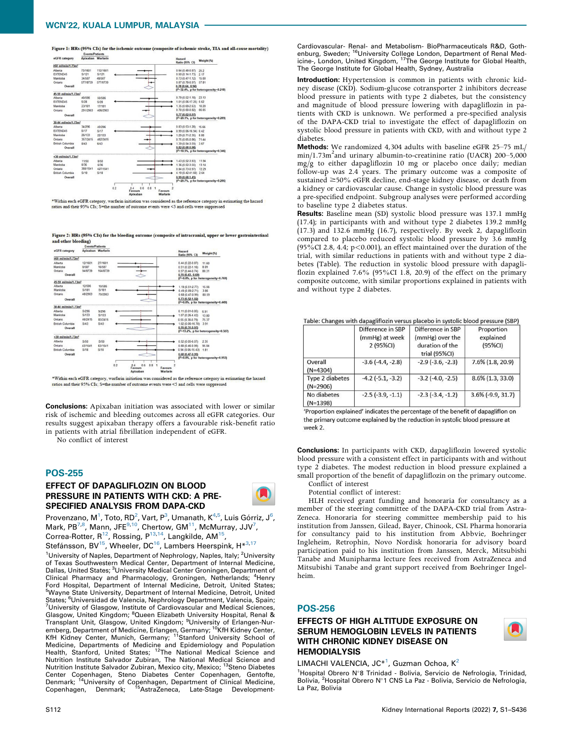Figure 1: HRs (95% CIs) for the ischemic outcome (composite of ischemic stroke, TIA and all-cause mortality)

Events/Patients
eGFR category Apixaban Warfarin
Hazard Ratio (95% CI) Weight (%)

≥60 ml/min/1.73m²
Alberta 73/1601 132/1601 0.64 (0.48-0.87) 25.2
EXTEND45 S/121 S/121 0.50 (0.14-1.73) 2.17
Manitoba 34/587 48/587 0.73 (0.47-1.12) 15.00
Ontario 577/8739 577/8739 0.87 (0.78-0.97) 57.81
Overall 0.78 (0.64, 0.94)
(I²=32.4%, p for heterogeneity=0.218)

45-59 ml/min/1.73m²
Alberta 40/566 50/566 0.79 (0.52-1.18) 23.13
EXTEND45 S/28 S/28 1.61 (0.56-17.26) 0.62
Manitoba 23/181 17/181 1.35 (0.69-2.63) 10.20
Ontario 291/2903 408/2903 0.70 (0.60-0.82) 66.05
Overall 0.77 (0.62-0.97)
(I²=20.1%, p for heterogeneity=0.289)

30-44 ml/min/1.73m²
Alberta 34/296 40/296 0.83 (0.53-1.29) 15.66
EXTEND45 S/17 S/17 0.99 (0.06-14.94) 0.42
Manitoba 26/133 22/133 1.29 (0.71-2.35) 8.80
Ontario 357/2415 462/2415 0.75 (0.65-0.86) 71.44
British Columbia 8/43 6/43 1.39 (0.54-3.55) 3.67
Overall 0.82 (0.68-0.98)
(I²=10.5%, p for heterogeneity=0.346)

<30 ml/min/1.73m²
Alberta 11/50 8/50 1.43 (0.52-3.93) 11.94
Manitoba 8/36 6/36 1.36 (0.52-3.56) 13.14
Ontario 366/1541 427/1541 0.84 (0.73-0.97) 72.29
British Columbia S/18 S/18 4.19 (0.42-41.60) 2.64
Overall 0.99 (0.68-1.45)
(I²=20.7%, p for heterogeneity=0.286)

0.2 0.4 0.6 0.8 1 2
Favours Apixaban Favours Warfarin

*Within each eGFR category, warfarin initiation was considered as the reference category in estimating the hazard ratios and their 95% CIs; S=the number of outcome events were <5 and cells were suppressed

Figure 2: HRs (95% CIs) for the bleeding outcome (composite of intracranial, upper or lower gastrointestinal and other bleeding)

Events/Patients
eGFR category Apixaban Warfarin
Hazard Ratio (95% CI) Weight (%)

≥60 ml/min/1.73m²
Alberta 12/1601 27/1601 0.44 (0.22-0.87) 11.60
Manitoba 8/587 16/587 0.51 (0.22-1.16) 8.09
Ontario 94/8739 164/8739 0.57 (0.44-0.74) 80.31
Overall 0.55 (0.43, 0.69)
(I²=0.0%, p for heterogeneity=0.769)

45-59 ml/min/1.73m²
Alberta 12/566 10/566 1.19 (0.51-2.77) 15.56
Manitoba S/181 S/181 0.49 (0.09-2.71) 3.86
Ontario 48/2903 70/2903 0.68 (0.47-0.99) 80.59
Overall 0.73 (0.52-1.02)
(I²=0.0%, p for heterogeneity=0.449)

30-44 ml/min/1.73m²
Alberta S/296 9/296 0.11 (0.01-0.85) 6.91
Manitoba S/133 S/133 1.07 (0.26-4.42) 13.80
Ontario 46/2415 83/2415 0.55 (0.38-0.79) 75.37
British Columbia S/43 S/43 1.02 (0.06-16.70) 3.91
Overall 0.55 (0.31-0.97)
(I²=13.2%, p for heterogeneity=0.327)

<30 ml/min/1.73m²
Alberta S/50 S/50 0.52 (0.05-6.07) 2.35
Ontario 43/1541 63/1541 0.68 (0.46-0.99) 96.84
British Columbia S/18 S/18 0.94 (0.06-15.43) 1.81
Overall 0.68 (0.47-0.99)
(I²=0.0%, p for heterogeneity=0.953)

0.2 0.4 0.6 0.8 1 2
Favours Apixaban Favours Warfarin

*Within each eGFR category, warfarin initiation was considered as the reference category in estimating the hazard ratios and their 95% CIs; S=the number of outcome events were <5 and cells were suppressed

**Conclusions:** Apixaban initiation was associated with lower or similar risk of ischemic and bleeding outcomes across all eGFR categories. Our results suggest apixaban therapy offers a favourable risk-benefit ratio in patients with atrial fibrillation independent of eGFR.

No conflict of interest

## POS-255

### EFFECT OF DAPAGLIFLOZIN ON BLOOD PRESSURE IN PATIENTS WITH CKD: A PRE-SPECIFIED ANALYSIS FROM DAPA-CKD

Provenzano, M[1], Toto, RD[2], Vart, P[3], Umanath, K[4,5], Luis Górriz, J[6], Mark, PB[7,8], Mann, JFE[9,10], Chertow, GM[11], McMurray, JJV[7], Correa-Rotter, R[12], Rossing, P[13,14], Langkilde, AM[15], Stefánsson, BV[15], Wheeler, DC[16], Lambers Heerspink, H*[3,17]

[1]University of Naples, Department of Nephrology, Naples, Italy; [2]University of Texas Southwestern Medical Center, Department of Internal Medicine, Dallas, United States; [3]University Medical Center Groningen, Department of Clinical Pharmacy and Pharmacology, Groningen, Netherlands; [4]Henry Ford Hospital, Department of Internal Medicine, Detroit, United States; [5]Wayne State University, Department of Internal Medicine, Detroit, United States; [6]Universidad de Valencia, Nephrology Department, Valencia, Spain; [7]University of Glasgow, Institute of Cardiovascular and Medical Sciences, Glasgow, United Kingdom; [8]Queen Elizabeth University Hospital, Renal & Transplant Unit, Glasgow, United Kingdom; [9]University of Erlangen-Nuremberg, Department of Medicine, Erlangen, Germany; [10]KfH Kidney Center, KfH Kidney Center, Munich, Germany; [11]Stanford University School of Medicine, Departments of Medicine and Epidemiology and Population Health, Stanford, United States; [12]The National Medical Science and Nutrition Institute Salvador Zubiran, The National Medical Science and Nutrition Institute Salvador Zubiran, Mexico city, Mexico; [13]Steno Diabetes Center Copenhagen, Steno Diabetes Center Copenhagen, Gentofte, Denmark; [14]University of Copenhagen, Department of Clinical Medicine, Copenhagen, Denmark; [15]AstraZeneca, Late-Stage Development-Cardiovascular- Renal- and Metabolism- BioPharmaceuticals R&D, Gothenburg, Sweden; [16]University College London, Department of Renal Medicine-, London, United Kingdom; [17]The George Institute for Global Health, Department of Renal Medicine, The George Institute for Global Health, Sydney, Australia

**Introduction:** Hypertension is common in patients with chronic kidney disease (CKD). Sodium-glucose cotransporter 2 inhibitors decrease blood pressure in patients with type 2 diabetes, but the consistency and magnitude of blood pressure lowering with dapagliflozin in patients with CKD is unknown. We performed a pre-specified analysis of the DAPA-CKD trial to investigate the effect of dapagliflozin on systolic blood pressure in patients with CKD, with and without type 2 diabetes.

**Methods:** We randomized 4,304 adults with baseline eGFR 25–75 mL/min/1.73m$^2$and urinary albumin-to-creatinine ratio (UACR) 200–5,000 mg/g to either dapagliflozin 10 mg or placebo once daily; median follow-up was 2.4 years. The primary outcome was a composite of sustained ≥50% eGFR decline, end-stage kidney disease, or death from a kidney or cardiovascular cause. Change in systolic blood pressure was a pre-specified endpoint. Subgroup analyses were performed according to baseline type 2 diabetes status.

**Results:** Baseline mean (SD) systolic blood pressure was 137.1 mmHg (17.4); in participants with and without type 2 diabetes 139.2 mmHg (17.3) and 132.6 mmHg (16.7), respectively. By week 2, dapagliflozin compared to placebo reduced systolic blood pressure by 3.6 mmHg (95%CI 2.8, 4.4; p<0.001), an effect maintained over the duration of the trial, with similar reductions in patients with and without type 2 diabetes (Table). The reduction in systolic blood pressure with dapagliflozin explained 7.6% (95%CI 1.8, 20.9) of the effect on the primary composite outcome, with similar proportions explained in patients with and without type 2 diabetes.

Table: Changes with dapagliflozin versus placebo in systolic blood pressure (SBP)

| | Difference in SBP (mmHg) at week 2 (95%CI) | Difference in SBP (mmHg) over the duration of the trial (95%CI) | Proportion explained (95%CI) |
|---|---|---|---|
| Overall (N=4304) | -3.6 (-4.4, -2.8) | -2.9 (-3.6, -2.3) | 7.6% (1.8, 20.9) |
| Type 2 diabetes (N=2906) | -4.2 (-5.1, -3.2) | -3.2 (-4.0, -2.5) | 8.6% (1.3, 33.0) |
| No diabetes (N=1398) | -2.5 (-3.9, -1.1) | -2.3 (-3.4, -1.2) | 3.6% (-9.9, 31.7) |

'Proportion explained' indicates the percentage of the benefit of dapagliflon on the primary outcome explained by the reduction in systolic blood pressure at week 2.

**Conclusions:** In participants with CKD, dapagliflozin lowered systolic blood pressure with a consistent effect in participants with and without type 2 diabetes. The modest reduction in blood pressure explained a small proportion of the benefit of dapagliflozin on the primary outcome.

Conflict of interest

Potential conflict of interest:

HLH received grant funding and honoraria for consultancy as a member of the steering committee of the DAPA-CKD trial from AstraZeneca. Honoraria for steering committee membership paid to his institution from Janssen, Gilead, Bayer, Chinook, CSL Pharma honoraria for consultancy paid to his institution from Abbvie, Boehringer Ingleheim, Retrophin, Novo Nordisk honoraria for advisory board participation paid to his institution from Janssen, Merck, Mitsubishi Tanabe and Munipharma lecture fees received from AstraZeneca and Mitsubishi Tanabe and grant support received from Boehringer Ingelheim.

## POS-256

### EFFECTS OF HIGH ALTITUDE EXPOSURE ON SERUM HEMOGLOBIN LEVELS IN PATIENTS WITH CHRONIC KIDNEY DISEASE ON HEMODIALYSIS

LIMACHI VALENCIA, JC*[1], Guzman Ochoa, K[2]

[1]Hospital Obrero N°8 Trinidad - Bolivia, Servicio de Nefrologia, Trinidad, Bolivia, [2]Hospital Obrero N°1 CNS La Paz - Bolivia, Servicio de Nefrologia, La Paz, Bolivia